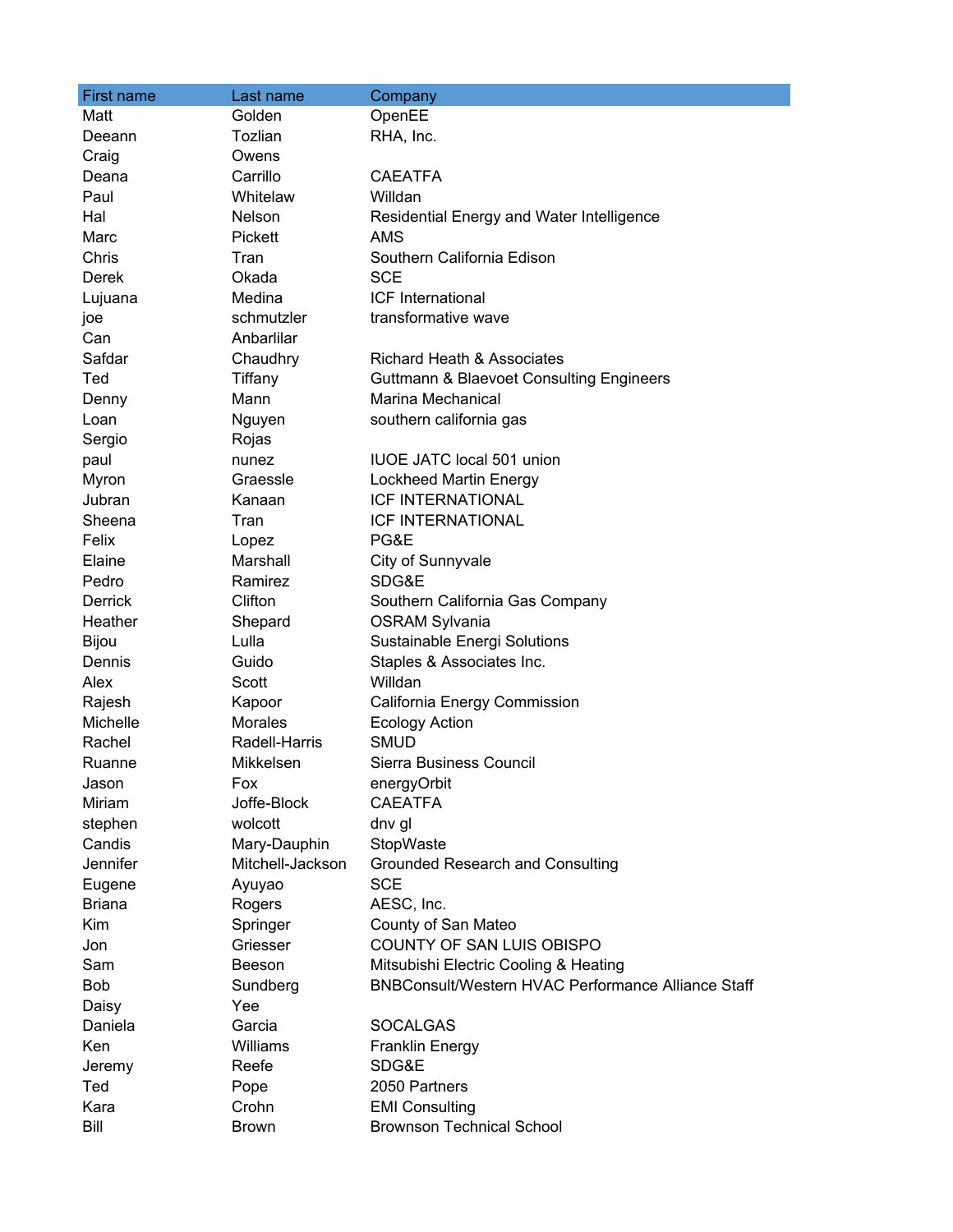| First name | Last name | Company |
| --- | --- | --- |
| Matt | Golden | OpenEE |
| Deeann | Tozlian | RHA, Inc. |
| Craig | Owens | |
| Deana | Carrillo | CAEATFA |
| Paul | Whitelaw | Willdan |
| Hal | Nelson | Residential Energy and Water Intelligence |
| Marc | Pickett | AMS |
| Chris | Tran | Southern California Edison |
| Derek | Okada | SCE |
| Lujuana | Medina | ICF International |
| joe | schmutzler | transformative wave |
| Can | Anbarlilar | |
| Safdar | Chaudhry | Richard Heath & Associates |
| Ted | Tiffany | Guttmann & Blaevoet Consulting Engineers |
| Denny | Mann | Marina Mechanical |
| Loan | Nguyen | southern california gas |
| Sergio | Rojas | |
| paul | nunez | IUOE JATC local 501 union |
| Myron | Graessle | Lockheed Martin Energy |
| Jubran | Kanaan | ICF INTERNATIONAL |
| Sheena | Tran | ICF INTERNATIONAL |
| Felix | Lopez | PG&E |
| Elaine | Marshall | City of Sunnyvale |
| Pedro | Ramirez | SDG&E |
| Derrick | Clifton | Southern California Gas Company |
| Heather | Shepard | OSRAM Sylvania |
| Bijou | Lulla | Sustainable Energi Solutions |
| Dennis | Guido | Staples & Associates Inc. |
| Alex | Scott | Willdan |
| Rajesh | Kapoor | California Energy Commission |
| Michelle | Morales | Ecology Action |
| Rachel | Radell-Harris | SMUD |
| Ruanne | Mikkelsen | Sierra Business Council |
| Jason | Fox | energyOrbit |
| Miriam | Joffe-Block | CAEATFA |
| stephen | wolcott | dnv gl |
| Candis | Mary-Dauphin | StopWaste |
| Jennifer | Mitchell-Jackson | Grounded Research and Consulting |
| Eugene | Ayuyao | SCE |
| Briana | Rogers | AESC, Inc. |
| Kim | Springer | County of San Mateo |
| Jon | Griesser | COUNTY OF SAN LUIS OBISPO |
| Sam | Beeson | Mitsubishi Electric Cooling & Heating |
| Bob | Sundberg | BNBConsult/Western HVAC Performance Alliance Staff |
| Daisy | Yee | |
| Daniela | Garcia | SOCALGAS |
| Ken | Williams | Franklin Energy |
| Jeremy | Reefe | SDG&E |
| Ted | Pope | 2050 Partners |
| Kara | Crohn | EMI Consulting |
| Bill | Brown | Brownson Technical School |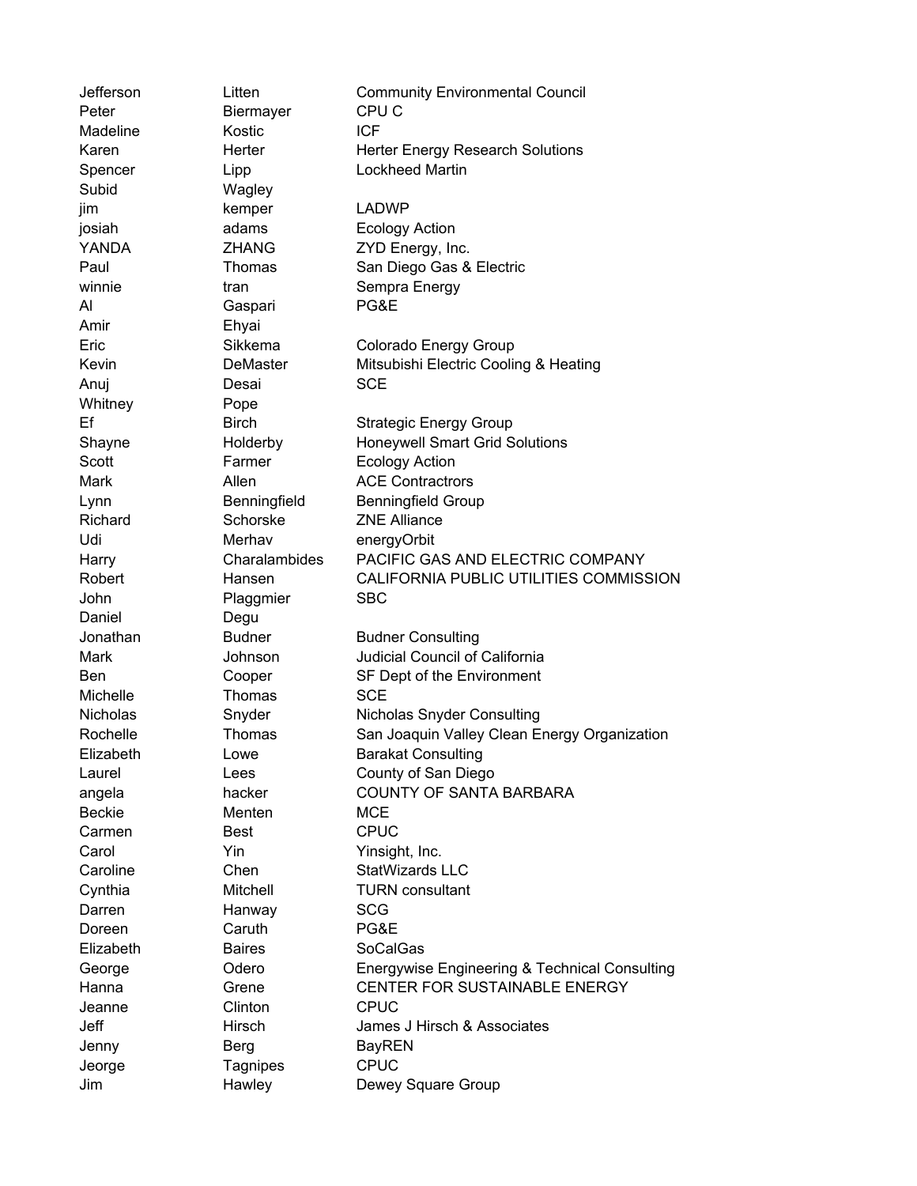| | | |
|---|---|---|
| Jefferson | Litten | Community Environmental Council |
| Peter | Biermayer | CPU C |
| Madeline | Kostic | ICF |
| Karen | Herter | Herter Energy Research Solutions |
| Spencer | Lipp | Lockheed Martin |
| Subid | Wagley | |
| jim | kemper | LADWP |
| josiah | adams | Ecology Action |
| YANDA | ZHANG | ZYD Energy, Inc. |
| Paul | Thomas | San Diego Gas & Electric |
| winnie | tran | Sempra Energy |
| Al | Gaspari | PG&E |
| Amir | Ehyai | |
| Eric | Sikkema | Colorado Energy Group |
| Kevin | DeMaster | Mitsubishi Electric Cooling & Heating |
| Anuj | Desai | SCE |
| Whitney | Pope | |
| Ef | Birch | Strategic Energy Group |
| Shayne | Holderby | Honeywell Smart Grid Solutions |
| Scott | Farmer | Ecology Action |
| Mark | Allen | ACE Contractrors |
| Lynn | Benningfield | Benningfield Group |
| Richard | Schorske | ZNE Alliance |
| Udi | Merhav | energyOrbit |
| Harry | Charalambides | PACIFIC GAS AND ELECTRIC COMPANY |
| Robert | Hansen | CALIFORNIA PUBLIC UTILITIES COMMISSION |
| John | Plaggmier | SBC |
| Daniel | Degu | |
| Jonathan | Budner | Budner Consulting |
| Mark | Johnson | Judicial Council of California |
| Ben | Cooper | SF Dept of the Environment |
| Michelle | Thomas | SCE |
| Nicholas | Snyder | Nicholas Snyder Consulting |
| Rochelle | Thomas | San Joaquin Valley Clean Energy Organization |
| Elizabeth | Lowe | Barakat Consulting |
| Laurel | Lees | County of San Diego |
| angela | hacker | COUNTY OF SANTA BARBARA |
| Beckie | Menten | MCE |
| Carmen | Best | CPUC |
| Carol | Yin | Yinsight, Inc. |
| Caroline | Chen | StatWizards LLC |
| Cynthia | Mitchell | TURN consultant |
| Darren | Hanway | SCG |
| Doreen | Caruth | PG&E |
| Elizabeth | Baires | SoCalGas |
| George | Odero | Energywise Engineering & Technical Consulting |
| Hanna | Grene | CENTER FOR SUSTAINABLE ENERGY |
| Jeanne | Clinton | CPUC |
| Jeff | Hirsch | James J Hirsch & Associates |
| Jenny | Berg | BayREN |
| Jeorge | Tagnipes | CPUC |
| Jim | Hawley | Dewey Square Group |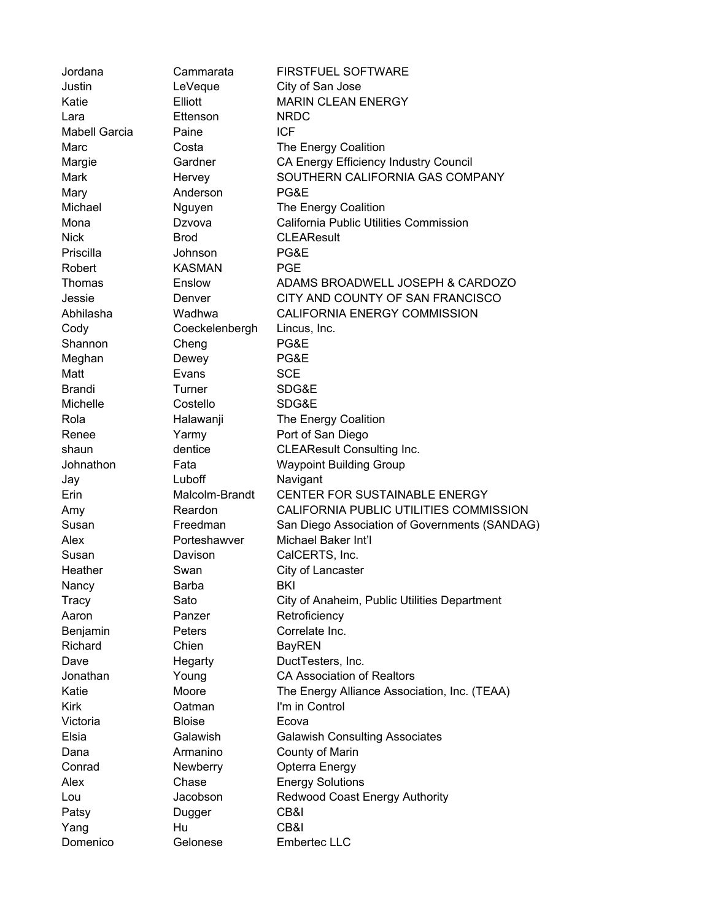| | | |
|---|---|---|
| Jordana | Cammarata | FIRSTFUEL SOFTWARE |
| Justin | LeVeque | City of San Jose |
| Katie | Elliott | MARIN CLEAN ENERGY |
| Lara | Ettenson | NRDC |
| Mabell Garcia | Paine | ICF |
| Marc | Costa | The Energy Coalition |
| Margie | Gardner | CA Energy Efficiency Industry Council |
| Mark | Hervey | SOUTHERN CALIFORNIA GAS COMPANY |
| Mary | Anderson | PG&E |
| Michael | Nguyen | The Energy Coalition |
| Mona | Dzvova | California Public Utilities Commission |
| Nick | Brod | CLEAResult |
| Priscilla | Johnson | PG&E |
| Robert | KASMAN | PGE |
| Thomas | Enslow | ADAMS BROADWELL JOSEPH & CARDOZO |
| Jessie | Denver | CITY AND COUNTY OF SAN FRANCISCO |
| Abhilasha | Wadhwa | CALIFORNIA ENERGY COMMISSION |
| Cody | Coeckelenbergh | Lincus, Inc. |
| Shannon | Cheng | PG&E |
| Meghan | Dewey | PG&E |
| Matt | Evans | SCE |
| Brandi | Turner | SDG&E |
| Michelle | Costello | SDG&E |
| Rola | Halawanji | The Energy Coalition |
| Renee | Yarmy | Port of San Diego |
| shaun | dentice | CLEAResult Consulting Inc. |
| Johnathon | Fata | Waypoint Building Group |
| Jay | Luboff | Navigant |
| Erin | Malcolm-Brandt | CENTER FOR SUSTAINABLE ENERGY |
| Amy | Reardon | CALIFORNIA PUBLIC UTILITIES COMMISSION |
| Susan | Freedman | San Diego Association of Governments (SANDAG) |
| Alex | Porteshawver | Michael Baker Int'l |
| Susan | Davison | CalCERTS, Inc. |
| Heather | Swan | City of Lancaster |
| Nancy | Barba | BKI |
| Tracy | Sato | City of Anaheim, Public Utilities Department |
| Aaron | Panzer | Retroficiency |
| Benjamin | Peters | Correlate Inc. |
| Richard | Chien | BayREN |
| Dave | Hegarty | DuctTesters, Inc. |
| Jonathan | Young | CA Association of Realtors |
| Katie | Moore | The Energy Alliance Association, Inc. (TEAA) |
| Kirk | Oatman | I'm in Control |
| Victoria | Bloise | Ecova |
| Elsia | Galawish | Galawish Consulting Associates |
| Dana | Armanino | County of Marin |
| Conrad | Newberry | Opterra Energy |
| Alex | Chase | Energy Solutions |
| Lou | Jacobson | Redwood Coast Energy Authority |
| Patsy | Dugger | CB&I |
| Yang | Hu | CB&I |
| Domenico | Gelonese | Embertec LLC |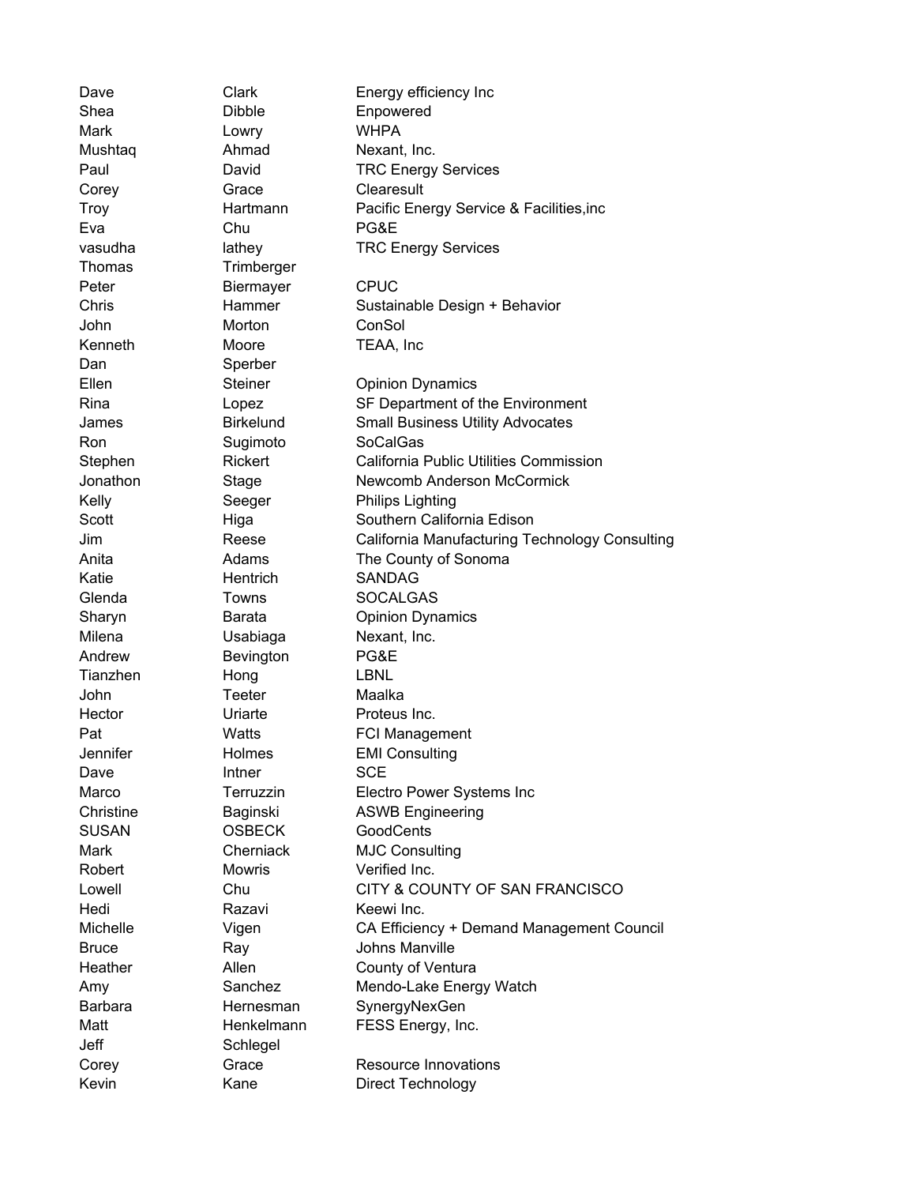| | | |
|---|---|---|
| Dave | Clark | Energy efficiency Inc |
| Shea | Dibble | Enpowered |
| Mark | Lowry | WHPA |
| Mushtaq | Ahmad | Nexant, Inc. |
| Paul | David | TRC Energy Services |
| Corey | Grace | Clearesult |
| Troy | Hartmann | Pacific Energy Service & Facilities,inc |
| Eva | Chu | PG&E |
| vasudha | lathey | TRC Energy Services |
| Thomas | Trimberger | |
| Peter | Biermayer | CPUC |
| Chris | Hammer | Sustainable Design + Behavior |
| John | Morton | ConSol |
| Kenneth | Moore | TEAA, Inc |
| Dan | Sperber | |
| Ellen | Steiner | Opinion Dynamics |
| Rina | Lopez | SF Department of the Environment |
| James | Birkelund | Small Business Utility Advocates |
| Ron | Sugimoto | SoCalGas |
| Stephen | Rickert | California Public Utilities Commission |
| Jonathon | Stage | Newcomb Anderson McCormick |
| Kelly | Seeger | Philips Lighting |
| Scott | Higa | Southern California Edison |
| Jim | Reese | California Manufacturing Technology Consulting |
| Anita | Adams | The County of Sonoma |
| Katie | Hentrich | SANDAG |
| Glenda | Towns | SOCALGAS |
| Sharyn | Barata | Opinion Dynamics |
| Milena | Usabiaga | Nexant, Inc. |
| Andrew | Bevington | PG&E |
| Tianzhen | Hong | LBNL |
| John | Teeter | Maalka |
| Hector | Uriarte | Proteus Inc. |
| Pat | Watts | FCI Management |
| Jennifer | Holmes | EMI Consulting |
| Dave | Intner | SCE |
| Marco | Terruzzin | Electro Power Systems Inc |
| Christine | Baginski | ASWB Engineering |
| SUSAN | OSBECK | GoodCents |
| Mark | Cherniack | MJC Consulting |
| Robert | Mowris | Verified Inc. |
| Lowell | Chu | CITY & COUNTY OF SAN FRANCISCO |
| Hedi | Razavi | Keewi Inc. |
| Michelle | Vigen | CA Efficiency + Demand Management Council |
| Bruce | Ray | Johns Manville |
| Heather | Allen | County of Ventura |
| Amy | Sanchez | Mendo-Lake Energy Watch |
| Barbara | Hernesman | SynergyNexGen |
| Matt | Henkelmann | FESS Energy, Inc. |
| Jeff | Schlegel | |
| Corey | Grace | Resource Innovations |
| Kevin | Kane | Direct Technology |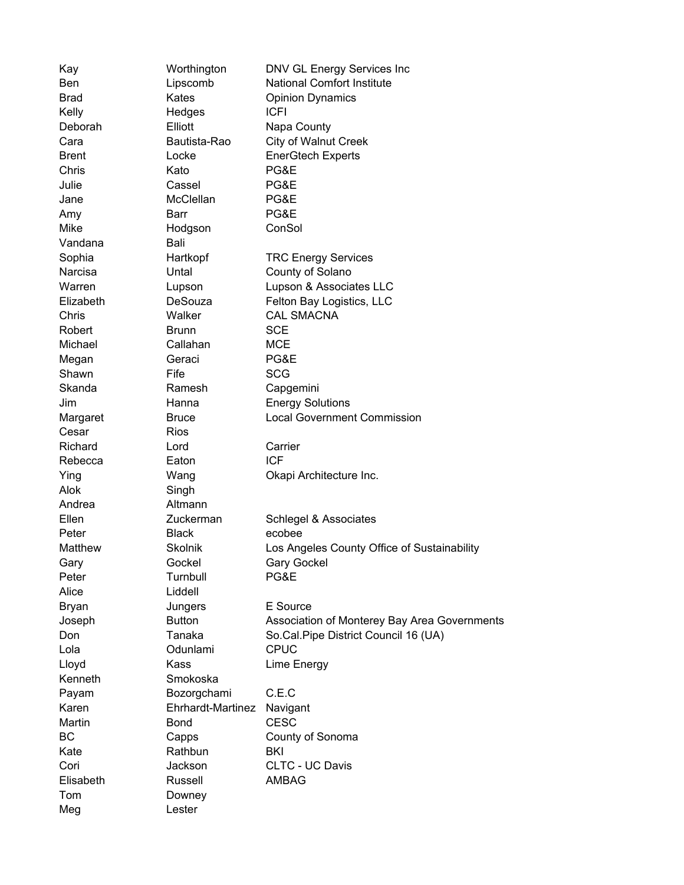| | | |
|---|---|---|
| Kay | Worthington | DNV GL Energy Services Inc |
| Ben | Lipscomb | National Comfort Institute |
| Brad | Kates | Opinion Dynamics |
| Kelly | Hedges | ICFI |
| Deborah | Elliott | Napa County |
| Cara | Bautista-Rao | City of Walnut Creek |
| Brent | Locke | EnerGtech Experts |
| Chris | Kato | PG&E |
| Julie | Cassel | PG&E |
| Jane | McClellan | PG&E |
| Amy | Barr | PG&E |
| Mike | Hodgson | ConSol |
| Vandana | Bali | |
| Sophia | Hartkopf | TRC Energy Services |
| Narcisa | Untal | County of Solano |
| Warren | Lupson | Lupson & Associates LLC |
| Elizabeth | DeSouza | Felton Bay Logistics, LLC |
| Chris | Walker | CAL SMACNA |
| Robert | Brunn | SCE |
| Michael | Callahan | MCE |
| Megan | Geraci | PG&E |
| Shawn | Fife | SCG |
| Skanda | Ramesh | Capgemini |
| Jim | Hanna | Energy Solutions |
| Margaret | Bruce | Local Government Commission |
| Cesar | Rios | |
| Richard | Lord | Carrier |
| Rebecca | Eaton | ICF |
| Ying | Wang | Okapi Architecture Inc. |
| Alok | Singh | |
| Andrea | Altmann | |
| Ellen | Zuckerman | Schlegel & Associates |
| Peter | Black | ecobee |
| Matthew | Skolnik | Los Angeles County Office of Sustainability |
| Gary | Gockel | Gary Gockel |
| Peter | Turnbull | PG&E |
| Alice | Liddell | |
| Bryan | Jungers | E Source |
| Joseph | Button | Association of Monterey Bay Area Governments |
| Don | Tanaka | So.Cal.Pipe District Council 16 (UA) |
| Lola | Odunlami | CPUC |
| Lloyd | Kass | Lime Energy |
| Kenneth | Smokoska | |
| Payam | Bozorgchami | C.E.C |
| Karen | Ehrhardt-Martinez | Navigant |
| Martin | Bond | CESC |
| BC | Capps | County of Sonoma |
| Kate | Rathbun | BKI |
| Cori | Jackson | CLTC - UC Davis |
| Elisabeth | Russell | AMBAG |
| Tom | Downey | |
| Meg | Lester | |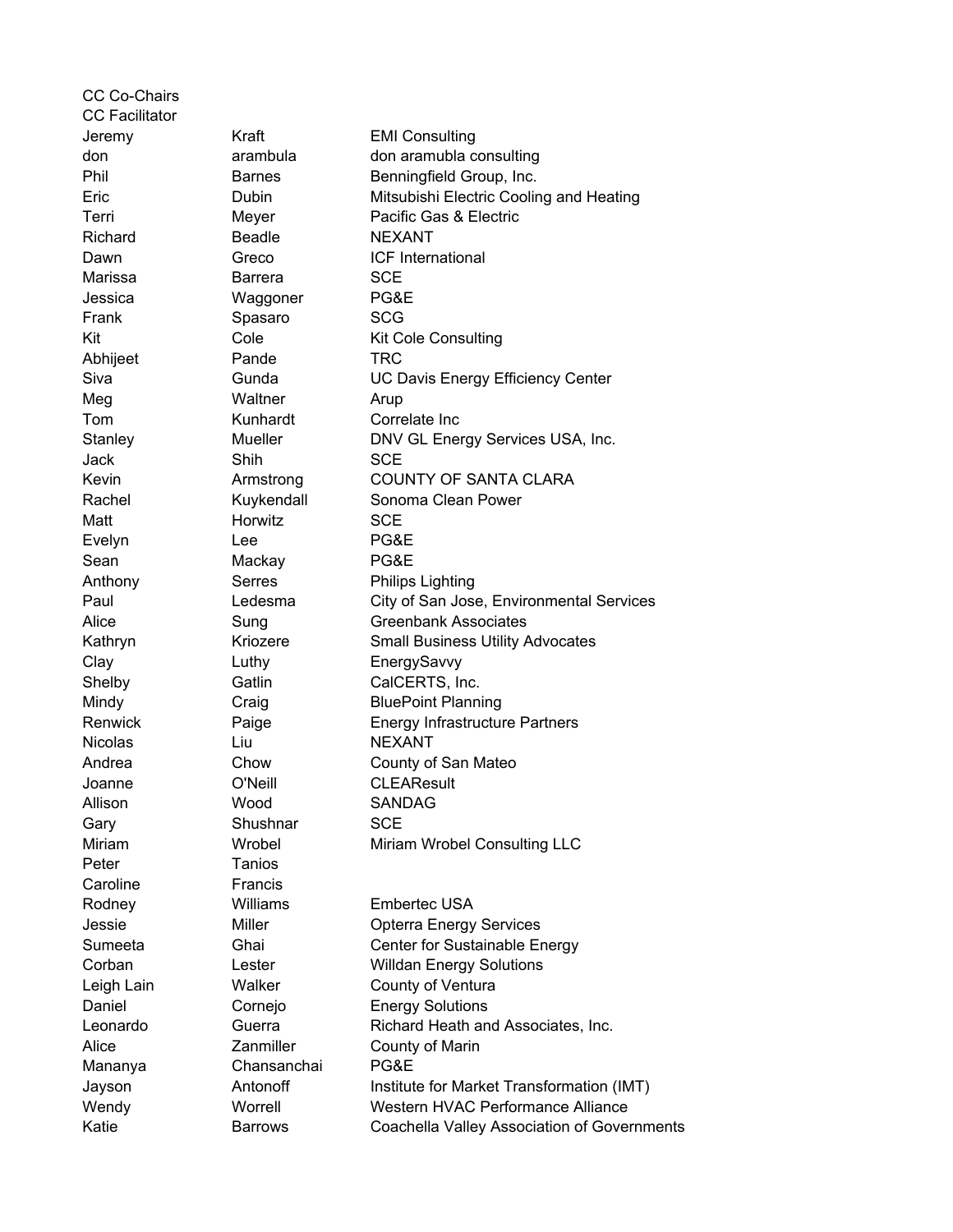| | | |
|---|---|---|
| CC Co-Chairs | | |
| CC Facilitator | | |
| Jeremy | Kraft | EMI Consulting |
| don | arambula | don aramubla consulting |
| Phil | Barnes | Benningfield Group, Inc. |
| Eric | Dubin | Mitsubishi Electric Cooling and Heating |
| Terri | Meyer | Pacific Gas & Electric |
| Richard | Beadle | NEXANT |
| Dawn | Greco | ICF International |
| Marissa | Barrera | SCE |
| Jessica | Waggoner | PG&E |
| Frank | Spasaro | SCG |
| Kit | Cole | Kit Cole Consulting |
| Abhijeet | Pande | TRC |
| Siva | Gunda | UC Davis Energy Efficiency Center |
| Meg | Waltner | Arup |
| Tom | Kunhardt | Correlate Inc |
| Stanley | Mueller | DNV GL Energy Services USA, Inc. |
| Jack | Shih | SCE |
| Kevin | Armstrong | COUNTY OF SANTA CLARA |
| Rachel | Kuykendall | Sonoma Clean Power |
| Matt | Horwitz | SCE |
| Evelyn | Lee | PG&E |
| Sean | Mackay | PG&E |
| Anthony | Serres | Philips Lighting |
| Paul | Ledesma | City of San Jose, Environmental Services |
| Alice | Sung | Greenbank Associates |
| Kathryn | Kriozere | Small Business Utility Advocates |
| Clay | Luthy | EnergySavvy |
| Shelby | Gatlin | CalCERTS, Inc. |
| Mindy | Craig | BluePoint Planning |
| Renwick | Paige | Energy Infrastructure Partners |
| Nicolas | Liu | NEXANT |
| Andrea | Chow | County of San Mateo |
| Joanne | O'Neill | CLEAResult |
| Allison | Wood | SANDAG |
| Gary | Shushnar | SCE |
| Miriam | Wrobel | Miriam Wrobel Consulting LLC |
| Peter | Tanios | |
| Caroline | Francis | |
| Rodney | Williams | Embertec USA |
| Jessie | Miller | Opterra Energy Services |
| Sumeeta | Ghai | Center for Sustainable Energy |
| Corban | Lester | Willdan Energy Solutions |
| Leigh Lain | Walker | County of Ventura |
| Daniel | Cornejo | Energy Solutions |
| Leonardo | Guerra | Richard Heath and Associates, Inc. |
| Alice | Zanmiller | County of Marin |
| Mananya | Chansanchai | PG&E |
| Jayson | Antonoff | Institute for Market Transformation (IMT) |
| Wendy | Worrell | Western HVAC Performance Alliance |
| Katie | Barrows | Coachella Valley Association of Governments |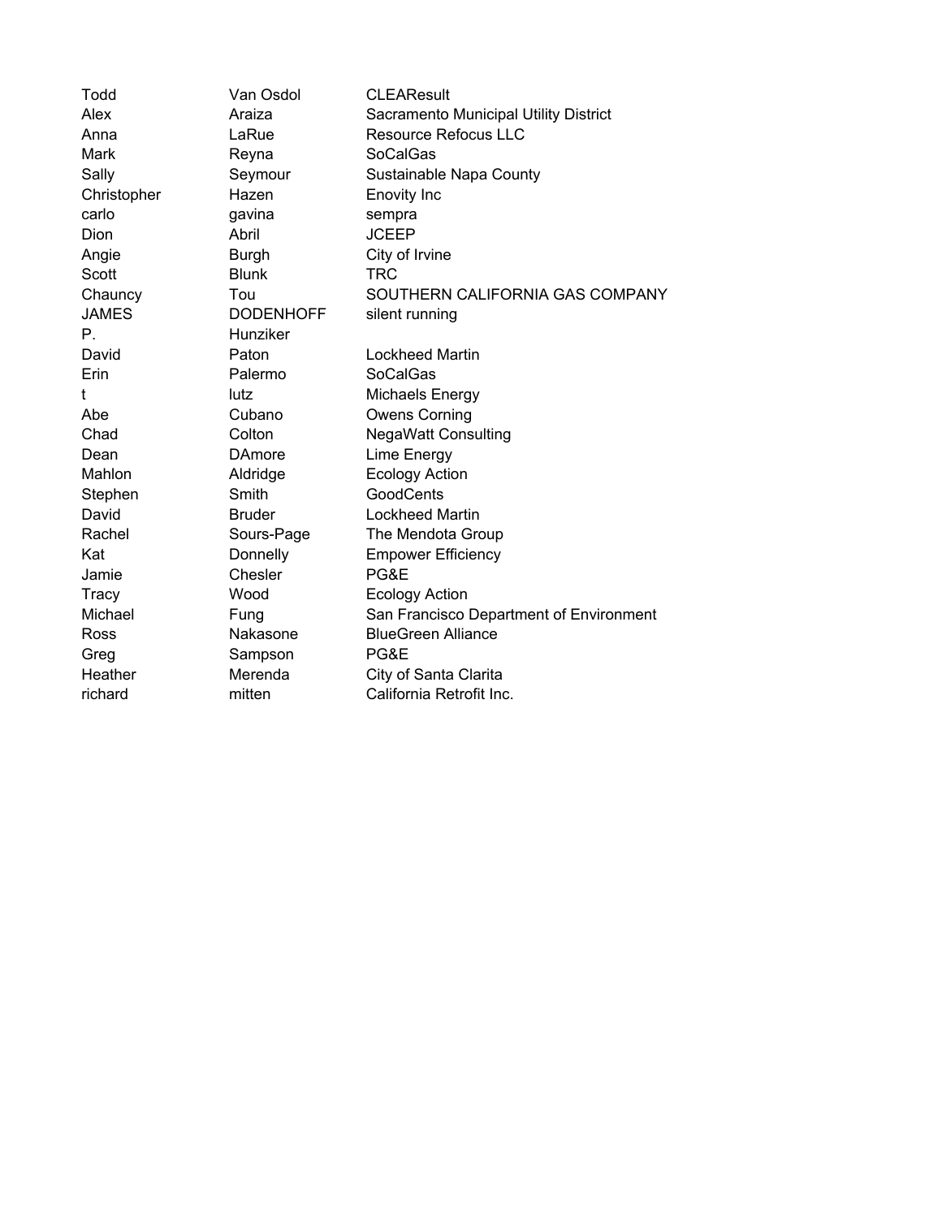| | | |
|---|---|---|
| Todd | Van Osdol | CLEAResult |
| Alex | Araiza | Sacramento Municipal Utility District |
| Anna | LaRue | Resource Refocus LLC |
| Mark | Reyna | SoCalGas |
| Sally | Seymour | Sustainable Napa County |
| Christopher | Hazen | Enovity Inc |
| carlo | gavina | sempra |
| Dion | Abril | JCEEP |
| Angie | Burgh | City of Irvine |
| Scott | Blunk | TRC |
| Chauncy | Tou | SOUTHERN CALIFORNIA GAS COMPANY |
| JAMES | DODENHOFF | silent running |
| P. | Hunziker | |
| David | Paton | Lockheed Martin |
| Erin | Palermo | SoCalGas |
| t | lutz | Michaels Energy |
| Abe | Cubano | Owens Corning |
| Chad | Colton | NegaWatt Consulting |
| Dean | DAmore | Lime Energy |
| Mahlon | Aldridge | Ecology Action |
| Stephen | Smith | GoodCents |
| David | Bruder | Lockheed Martin |
| Rachel | Sours-Page | The Mendota Group |
| Kat | Donnelly | Empower Efficiency |
| Jamie | Chesler | PG&E |
| Tracy | Wood | Ecology Action |
| Michael | Fung | San Francisco Department of Environment |
| Ross | Nakasone | BlueGreen Alliance |
| Greg | Sampson | PG&E |
| Heather | Merenda | City of Santa Clarita |
| richard | mitten | California Retrofit Inc. |